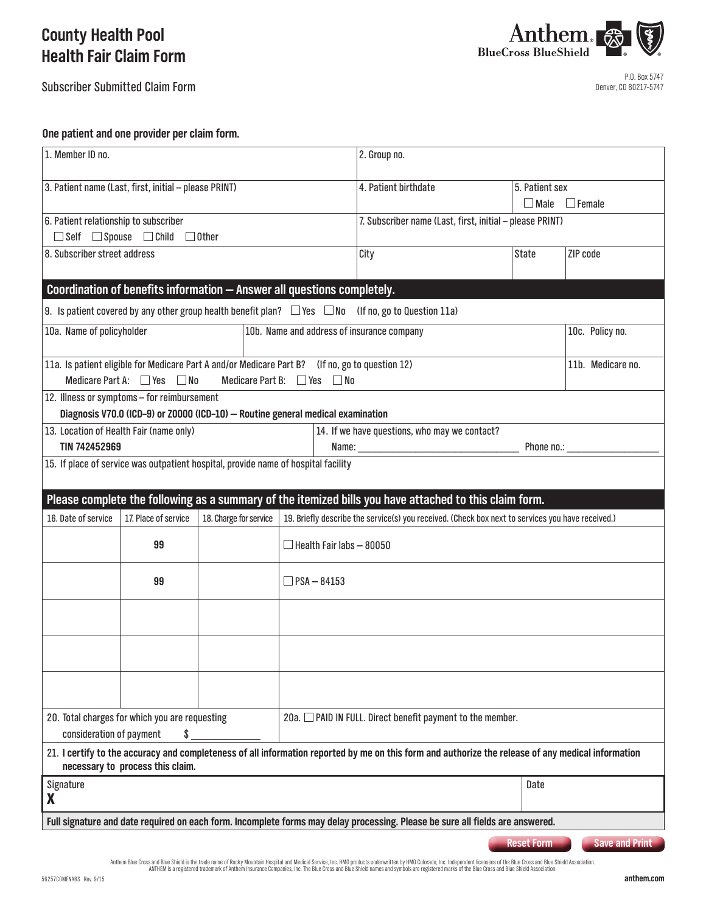# County Health Pool
# Health Fair Claim Form

Subscriber Submitted Claim Form

Anthem. BlueCross BlueShield

P.O. Box 5747
Denver, CO 80217-5747

**One patient and one provider per claim form.**

| | | | |
|---|---|---|---|
| 1. Member ID no. | 2. Group no. | | |
| 3. Patient name (Last, first, initial – please PRINT) | 4. Patient birthdate | 5. Patient sex ☐ Male ☐ Female | |
| 6. Patient relationship to subscriber ☐ Self ☐ Spouse ☐ Child ☐ Other | 7. Subscriber name (Last, first, initial – please PRINT) | | |
| 8. Subscriber street address | City | State | ZIP code |

## Coordination of benefits information — Answer all questions completely.

9. Is patient covered by any other group health benefit plan? ☐ Yes ☐ No (If no, go to Question 11a)

| 10a. Name of policyholder | 10b. Name and address of insurance company | 10c. Policy no. |
|---|---|---|
| | | |

| 11a. Is patient eligible for Medicare Part A and/or Medicare Part B? (If no, go to question 12) Medicare Part A: ☐ Yes ☐ No Medicare Part B: ☐ Yes ☐ No | 11b. Medicare no. |
|---|---|
| | |

12. Illness or symptoms – for reimbursement
**Diagnosis V70.0 (ICD-9) or Z0000 (ICD-10) — Routine general medical examination**

13. Location of Health Fair (name only)
**TIN 742452969**

14. If we have questions, who may we contact?
Name: ______________________ Phone no.: ______________

15. If place of service was outpatient hospital, provide name of hospital facility

## Please complete the following as a summary of the itemized bills you have attached to this claim form.

| 16. Date of service | 17. Place of service | 18. Charge for service | 19. Briefly describe the service(s) you received. (Check box next to services you have received.) |
|---|---|---|---|
| | 99 | | ☐ Health Fair labs – 80050 |
| | 99 | | ☐ PSA – 84153 |
| | | | |
| | | | |
| | | | |

20. Total charges for which you are requesting consideration of payment $ ____________

20a. ☐ PAID IN FULL. Direct benefit payment to the member.

21. **I certify to the accuracy and completeness of all information reported by me on this form and authorize the release of any medical information necessary to process this claim.**

| Signature | Date |
|---|---|
| **X** | |

**Full signature and date required on each form. Incomplete forms may delay processing. Please be sure all fields are answered.**

Reset Form | Save and Print

Anthem Blue Cross and Blue Shield is the trade name of Rocky Mountain Hospital and Medical Service, Inc. HMO products underwritten by HMO Colorado, Inc. Independent licensees of the Blue Cross and Blue Shield Association. ANTHEM is a registered trademark of Anthem Insurance Companies, Inc. The Blue Cross and Blue Shield names and symbols are registered marks of the Blue Cross and Blue Shield Association.

56257COMENABS Rev. 9/15

anthem.com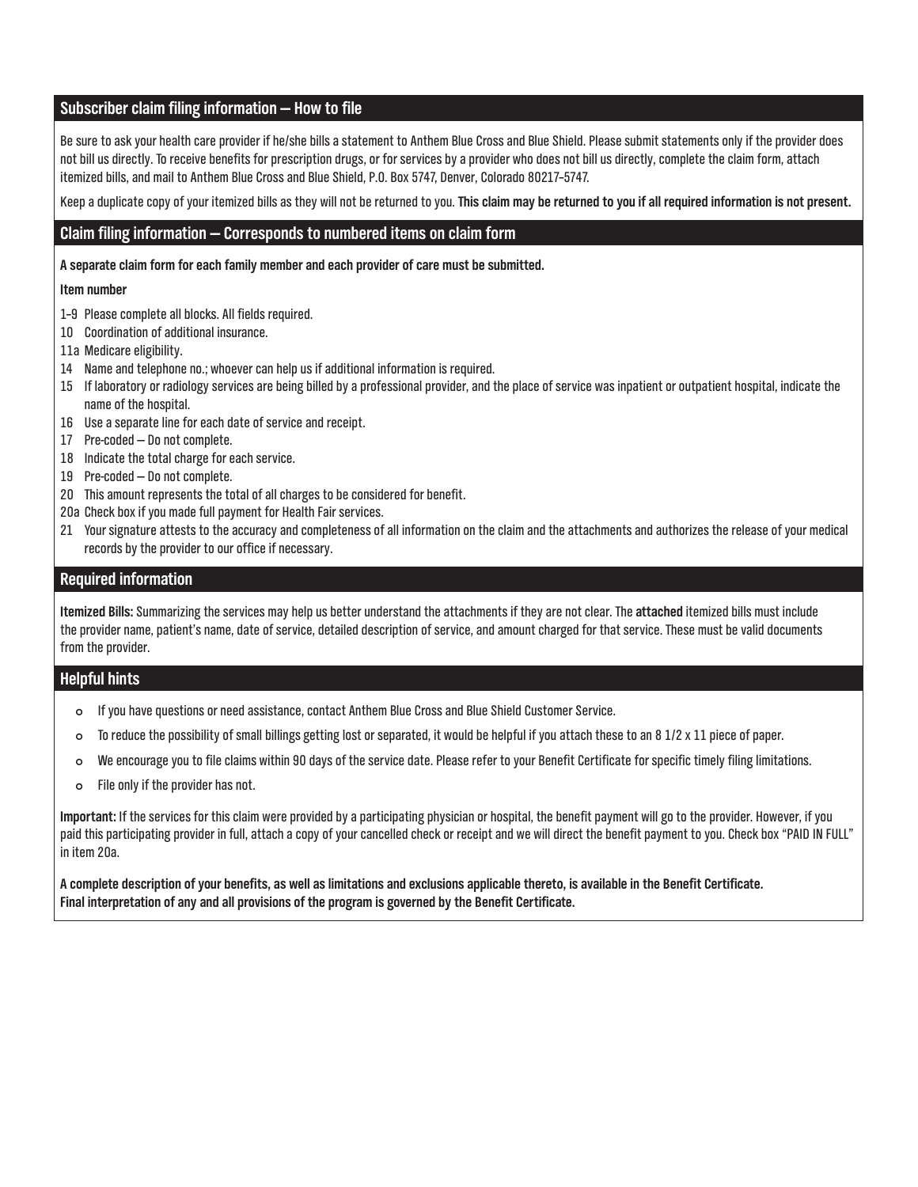## Subscriber claim filing information — How to file

Be sure to ask your health care provider if he/she bills a statement to Anthem Blue Cross and Blue Shield. Please submit statements only if the provider does not bill us directly. To receive benefits for prescription drugs, or for services by a provider who does not bill us directly, complete the claim form, attach itemized bills, and mail to Anthem Blue Cross and Blue Shield, P.O. Box 5747, Denver, Colorado 80217-5747.

Keep a duplicate copy of your itemized bills as they will not be returned to you. **This claim may be returned to you if all required information is not present.**

## Claim filing information — Corresponds to numbered items on claim form

**A separate claim form for each family member and each provider of care must be submitted.**

**Item number**

- 1-9 Please complete all blocks. All fields required.
- 10 Coordination of additional insurance.
- 11a Medicare eligibility.
- 14 Name and telephone no.; whoever can help us if additional information is required.
- 15 If laboratory or radiology services are being billed by a professional provider, and the place of service was inpatient or outpatient hospital, indicate the name of the hospital.
- 16 Use a separate line for each date of service and receipt.
- 17 Pre-coded — Do not complete.
- 18 Indicate the total charge for each service.
- 19 Pre-coded — Do not complete.
- 20 This amount represents the total of all charges to be considered for benefit.
- 20a Check box if you made full payment for Health Fair services.
- 21 Your signature attests to the accuracy and completeness of all information on the claim and the attachments and authorizes the release of your medical records by the provider to our office if necessary.

## Required information

**Itemized Bills:** Summarizing the services may help us better understand the attachments if they are not clear. The **attached** itemized bills must include the provider name, patient's name, date of service, detailed description of service, and amount charged for that service. These must be valid documents from the provider.

## Helpful hints

- If you have questions or need assistance, contact Anthem Blue Cross and Blue Shield Customer Service.
- To reduce the possibility of small billings getting lost or separated, it would be helpful if you attach these to an 8 1/2 x 11 piece of paper.
- We encourage you to file claims within 90 days of the service date. Please refer to your Benefit Certificate for specific timely filing limitations.
- File only if the provider has not.

**Important:** If the services for this claim were provided by a participating physician or hospital, the benefit payment will go to the provider. However, if you paid this participating provider in full, attach a copy of your cancelled check or receipt and we will direct the benefit payment to you. Check box "PAID IN FULL" in item 20a.

**A complete description of your benefits, as well as limitations and exclusions applicable thereto, is available in the Benefit Certificate. Final interpretation of any and all provisions of the program is governed by the Benefit Certificate.**